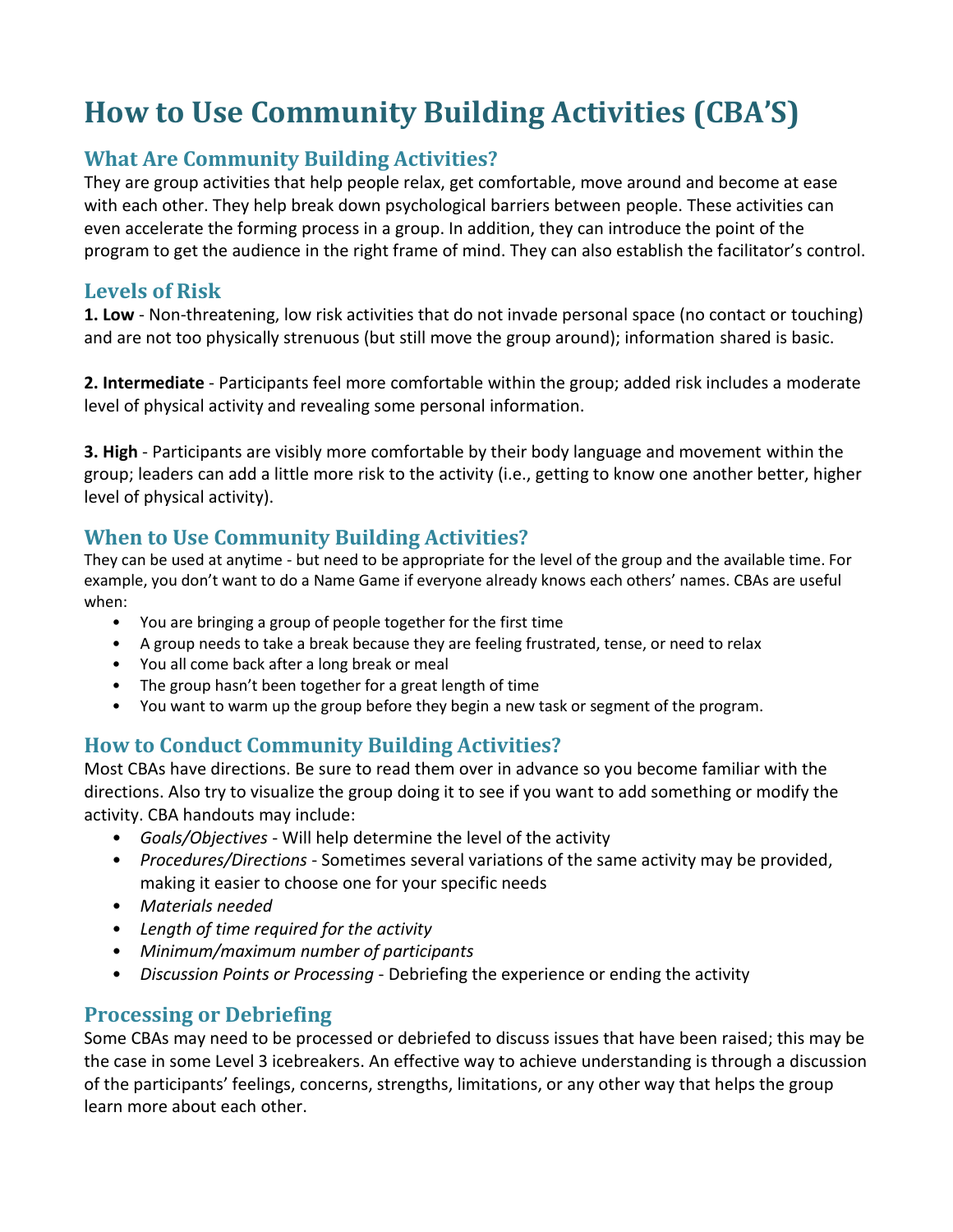# How to Use Community Building Activities (CBA'S)

## What Are Community Building Activities?

They are group activities that help people relax, get comfortable, move around and become at ease with each other. They help break down psychological barriers between people. These activities can even accelerate the forming process in a group. In addition, they can introduce the point of the program to get the audience in the right frame of mind. They can also establish the facilitator's control.

## Levels of Risk

**1. Low** - Non-threatening, low risk activities that do not invade personal space (no contact or touching) and are not too physically strenuous (but still move the group around); information shared is basic.

**2. Intermediate** - Participants feel more comfortable within the group; added risk includes a moderate level of physical activity and revealing some personal information.

**3. High** - Participants are visibly more comfortable by their body language and movement within the group; leaders can add a little more risk to the activity (i.e., getting to know one another better, higher level of physical activity).

## When to Use Community Building Activities?

They can be used at anytime - but need to be appropriate for the level of the group and the available time. For example, you don't want to do a Name Game if everyone already knows each others' names. CBAs are useful when:

- You are bringing a group of people together for the first time
- A group needs to take a break because they are feeling frustrated, tense, or need to relax
- You all come back after a long break or meal
- The group hasn't been together for a great length of time
- You want to warm up the group before they begin a new task or segment of the program.

## How to Conduct Community Building Activities?

Most CBAs have directions. Be sure to read them over in advance so you become familiar with the directions. Also try to visualize the group doing it to see if you want to add something or modify the activity. CBA handouts may include:

- *Goals/Objectives* - Will help determine the level of the activity
- *Procedures/Directions* - Sometimes several variations of the same activity may be provided, making it easier to choose one for your specific needs
- *Materials needed*
- *Length of time required for the activity*
- *Minimum/maximum number of participants*
- *Discussion Points or Processing* - Debriefing the experience or ending the activity

## Processing or Debriefing

Some CBAs may need to be processed or debriefed to discuss issues that have been raised; this may be the case in some Level 3 icebreakers. An effective way to achieve understanding is through a discussion of the participants' feelings, concerns, strengths, limitations, or any other way that helps the group learn more about each other.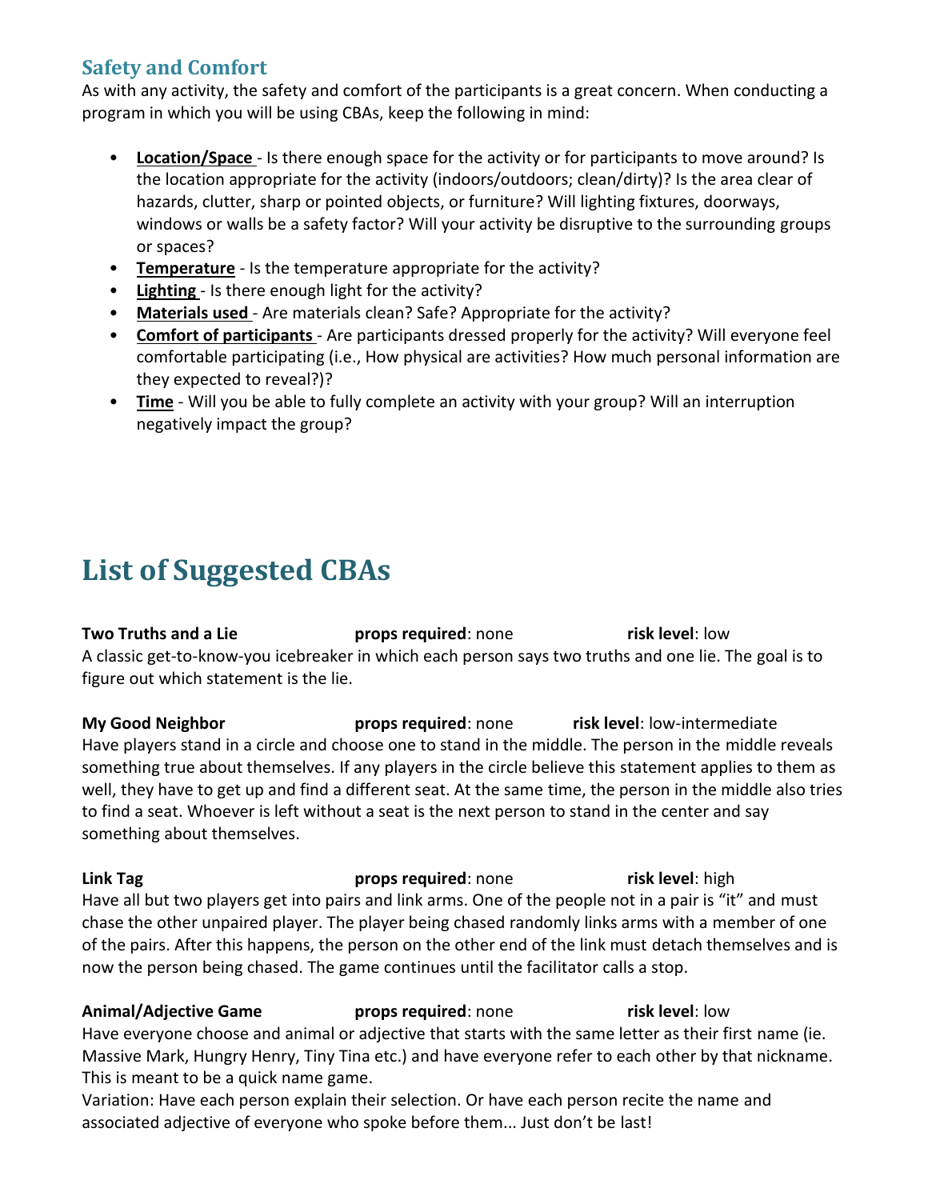## Safety and Comfort

As with any activity, the safety and comfort of the participants is a great concern. When conducting a program in which you will be using CBAs, keep the following in mind:

- **Location/Space** - Is there enough space for the activity or for participants to move around? Is the location appropriate for the activity (indoors/outdoors; clean/dirty)? Is the area clear of hazards, clutter, sharp or pointed objects, or furniture? Will lighting fixtures, doorways, windows or walls be a safety factor? Will your activity be disruptive to the surrounding groups or spaces?
- **Temperature** - Is the temperature appropriate for the activity?
- **Lighting** - Is there enough light for the activity?
- **Materials used** - Are materials clean? Safe? Appropriate for the activity?
- **Comfort of participants** - Are participants dressed properly for the activity? Will everyone feel comfortable participating (i.e., How physical are activities? How much personal information are they expected to reveal?)?
- **Time** - Will you be able to fully complete an activity with your group? Will an interruption negatively impact the group?

# List of Suggested CBAs

**Two Truths and a Lie** **props required**: none **risk level**: low

A classic get-to-know-you icebreaker in which each person says two truths and one lie. The goal is to figure out which statement is the lie.

**My Good Neighbor** **props required**: none **risk level**: low-intermediate

Have players stand in a circle and choose one to stand in the middle. The person in the middle reveals something true about themselves. If any players in the circle believe this statement applies to them as well, they have to get up and find a different seat. At the same time, the person in the middle also tries to find a seat. Whoever is left without a seat is the next person to stand in the center and say something about themselves.

**Link Tag** **props required**: none **risk level**: high

Have all but two players get into pairs and link arms. One of the people not in a pair is "it" and must chase the other unpaired player. The player being chased randomly links arms with a member of one of the pairs. After this happens, the person on the other end of the link must detach themselves and is now the person being chased. The game continues until the facilitator calls a stop.

**Animal/Adjective Game** **props required**: none **risk level**: low

Have everyone choose and animal or adjective that starts with the same letter as their first name (ie. Massive Mark, Hungry Henry, Tiny Tina etc.) and have everyone refer to each other by that nickname. This is meant to be a quick name game.

Variation: Have each person explain their selection. Or have each person recite the name and associated adjective of everyone who spoke before them... Just don't be last!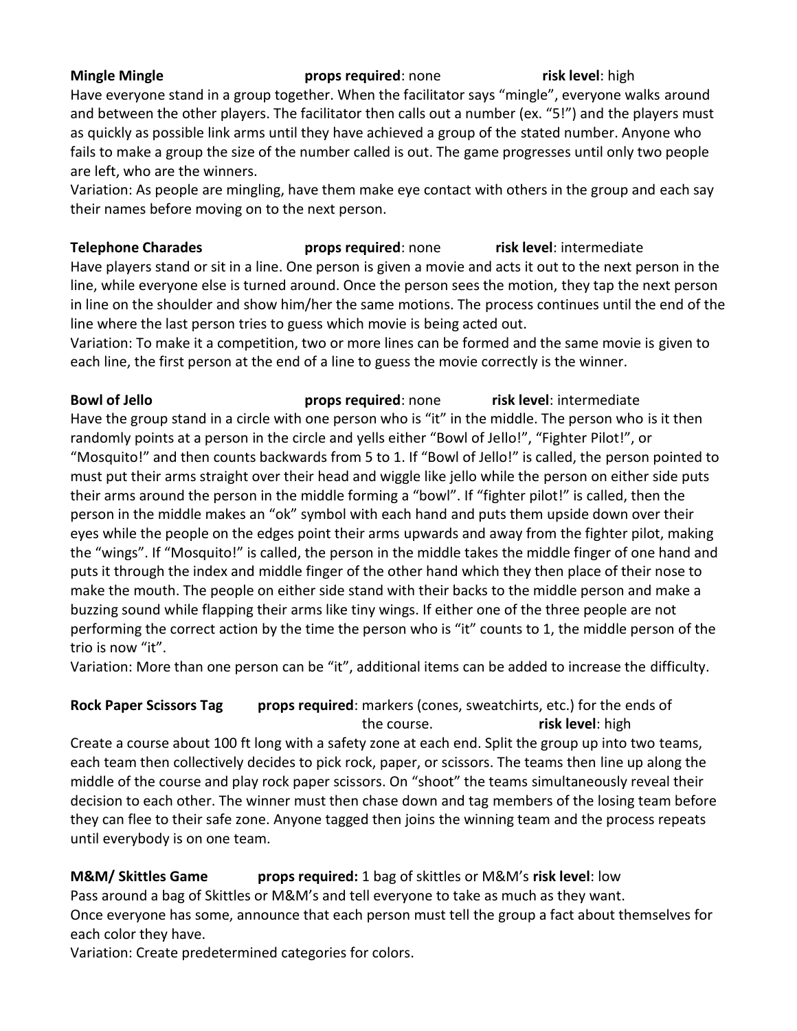**Mingle Mingle** **props required**: none **risk level**: high

Have everyone stand in a group together. When the facilitator says "mingle", everyone walks around and between the other players. The facilitator then calls out a number (ex. "5!") and the players must as quickly as possible link arms until they have achieved a group of the stated number. Anyone who fails to make a group the size of the number called is out. The game progresses until only two people are left, who are the winners.

Variation: As people are mingling, have them make eye contact with others in the group and each say their names before moving on to the next person.

**Telephone Charades** **props required**: none **risk level**: intermediate

Have players stand or sit in a line. One person is given a movie and acts it out to the next person in the line, while everyone else is turned around. Once the person sees the motion, they tap the next person in line on the shoulder and show him/her the same motions. The process continues until the end of the line where the last person tries to guess which movie is being acted out.

Variation: To make it a competition, two or more lines can be formed and the same movie is given to each line, the first person at the end of a line to guess the movie correctly is the winner.

**Bowl of Jello** **props required**: none **risk level**: intermediate

Have the group stand in a circle with one person who is "it" in the middle. The person who is it then randomly points at a person in the circle and yells either "Bowl of Jello!", "Fighter Pilot!", or "Mosquito!" and then counts backwards from 5 to 1. If "Bowl of Jello!" is called, the person pointed to must put their arms straight over their head and wiggle like jello while the person on either side puts their arms around the person in the middle forming a "bowl". If "fighter pilot!" is called, then the person in the middle makes an "ok" symbol with each hand and puts them upside down over their eyes while the people on the edges point their arms upwards and away from the fighter pilot, making the "wings". If "Mosquito!" is called, the person in the middle takes the middle finger of one hand and puts it through the index and middle finger of the other hand which they then place of their nose to make the mouth. The people on either side stand with their backs to the middle person and make a buzzing sound while flapping their arms like tiny wings. If either one of the three people are not performing the correct action by the time the person who is "it" counts to 1, the middle person of the trio is now "it".

Variation: More than one person can be "it", additional items can be added to increase the difficulty.

**Rock Paper Scissors Tag** **props required**: markers (cones, sweatchirts, etc.) for the ends of the course. **risk level**: high

Create a course about 100 ft long with a safety zone at each end. Split the group up into two teams, each team then collectively decides to pick rock, paper, or scissors. The teams then line up along the middle of the course and play rock paper scissors. On "shoot" the teams simultaneously reveal their decision to each other. The winner must then chase down and tag members of the losing team before they can flee to their safe zone. Anyone tagged then joins the winning team and the process repeats until everybody is on one team.

**M&M/ Skittles Game** **props required:** 1 bag of skittles or M&M's **risk level**: low

Pass around a bag of Skittles or M&M's and tell everyone to take as much as they want.

Once everyone has some, announce that each person must tell the group a fact about themselves for each color they have.

Variation: Create predetermined categories for colors.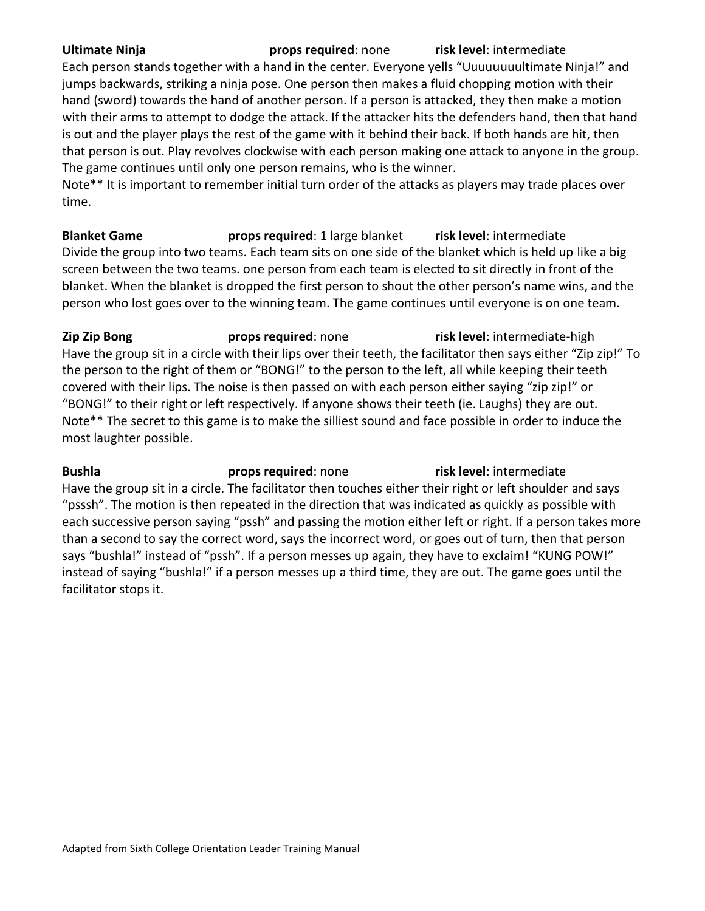**Ultimate Ninja** **props required**: none **risk level**: intermediate

Each person stands together with a hand in the center. Everyone yells "Uuuuuuuultimate Ninja!" and jumps backwards, striking a ninja pose. One person then makes a fluid chopping motion with their hand (sword) towards the hand of another person. If a person is attacked, they then make a motion with their arms to attempt to dodge the attack. If the attacker hits the defenders hand, then that hand is out and the player plays the rest of the game with it behind their back. If both hands are hit, then that person is out. Play revolves clockwise with each person making one attack to anyone in the group. The game continues until only one person remains, who is the winner.

Note** It is important to remember initial turn order of the attacks as players may trade places over time.

**Blanket Game** **props required**: 1 large blanket **risk level**: intermediate

Divide the group into two teams. Each team sits on one side of the blanket which is held up like a big screen between the two teams. one person from each team is elected to sit directly in front of the blanket. When the blanket is dropped the first person to shout the other person's name wins, and the person who lost goes over to the winning team. The game continues until everyone is on one team.

**Zip Zip Bong** **props required**: none **risk level**: intermediate-high

Have the group sit in a circle with their lips over their teeth, the facilitator then says either "Zip zip!" To the person to the right of them or "BONG!" to the person to the left, all while keeping their teeth covered with their lips. The noise is then passed on with each person either saying "zip zip!" or "BONG!" to their right or left respectively. If anyone shows their teeth (ie. Laughs) they are out.

Note** The secret to this game is to make the silliest sound and face possible in order to induce the most laughter possible.

**Bushla** **props required**: none **risk level**: intermediate

Have the group sit in a circle. The facilitator then touches either their right or left shoulder and says "psssh". The motion is then repeated in the direction that was indicated as quickly as possible with each successive person saying "pssh" and passing the motion either left or right. If a person takes more than a second to say the correct word, says the incorrect word, or goes out of turn, then that person says "bushla!" instead of "pssh". If a person messes up again, they have to exclaim! "KUNG POW!" instead of saying "bushla!" if a person messes up a third time, they are out. The game goes until the facilitator stops it.

Adapted from Sixth College Orientation Leader Training Manual